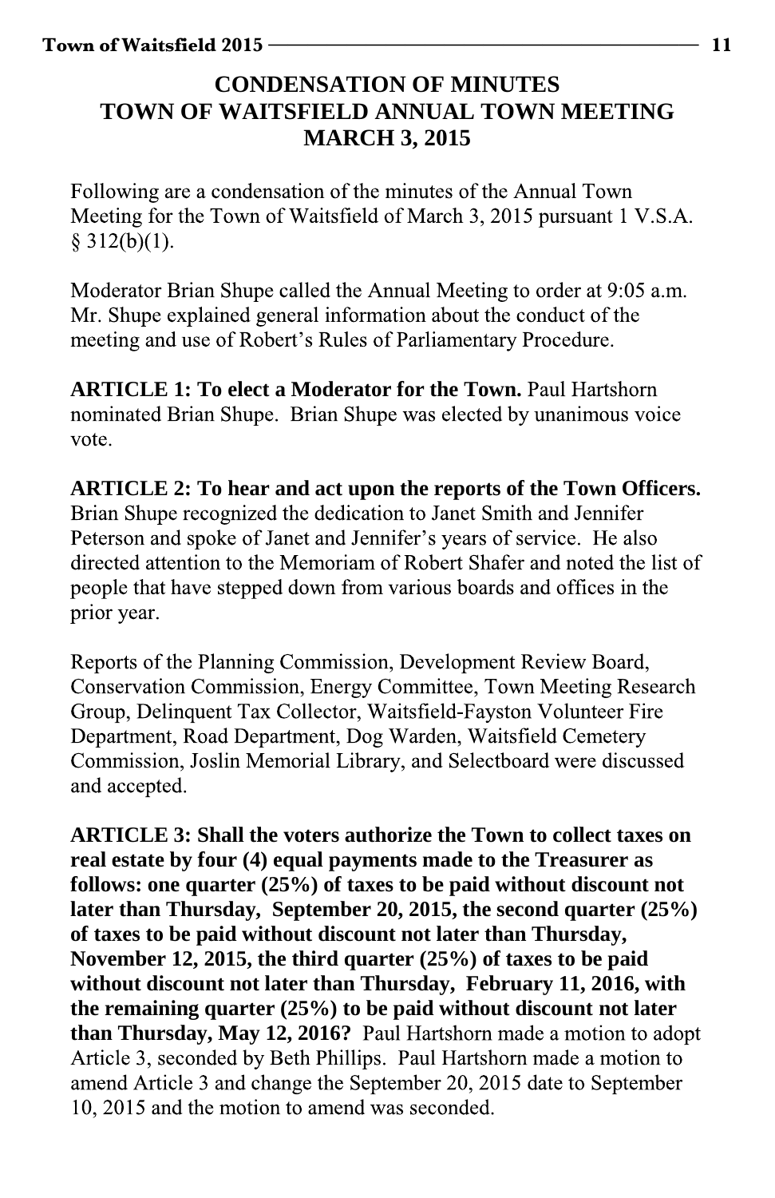# CONDENSATION OF MINUTES
# TOWN OF WAITSFIELD ANNUAL TOWN MEETING
# MARCH 3, 2015

Following are a condensation of the minutes of the Annual Town Meeting for the Town of Waitsfield of March 3, 2015 pursuant 1 V.S.A. § 312(b)(1).

Moderator Brian Shupe called the Annual Meeting to order at 9:05 a.m. Mr. Shupe explained general information about the conduct of the meeting and use of Robert's Rules of Parliamentary Procedure.

**ARTICLE 1: To elect a Moderator for the Town.** Paul Hartshorn nominated Brian Shupe. Brian Shupe was elected by unanimous voice vote.

**ARTICLE 2: To hear and act upon the reports of the Town Officers.** Brian Shupe recognized the dedication to Janet Smith and Jennifer Peterson and spoke of Janet and Jennifer's years of service. He also directed attention to the Memoriam of Robert Shafer and noted the list of people that have stepped down from various boards and offices in the prior year.

Reports of the Planning Commission, Development Review Board, Conservation Commission, Energy Committee, Town Meeting Research Group, Delinquent Tax Collector, Waitsfield-Fayston Volunteer Fire Department, Road Department, Dog Warden, Waitsfield Cemetery Commission, Joslin Memorial Library, and Selectboard were discussed and accepted.

**ARTICLE 3: Shall the voters authorize the Town to collect taxes on real estate by four (4) equal payments made to the Treasurer as follows: one quarter (25%) of taxes to be paid without discount not later than Thursday, September 20, 2015, the second quarter (25%) of taxes to be paid without discount not later than Thursday, November 12, 2015, the third quarter (25%) of taxes to be paid without discount not later than Thursday, February 11, 2016, with the remaining quarter (25%) to be paid without discount not later than Thursday, May 12, 2016?** Paul Hartshorn made a motion to adopt Article 3, seconded by Beth Phillips. Paul Hartshorn made a motion to amend Article 3 and change the September 20, 2015 date to September 10, 2015 and the motion to amend was seconded.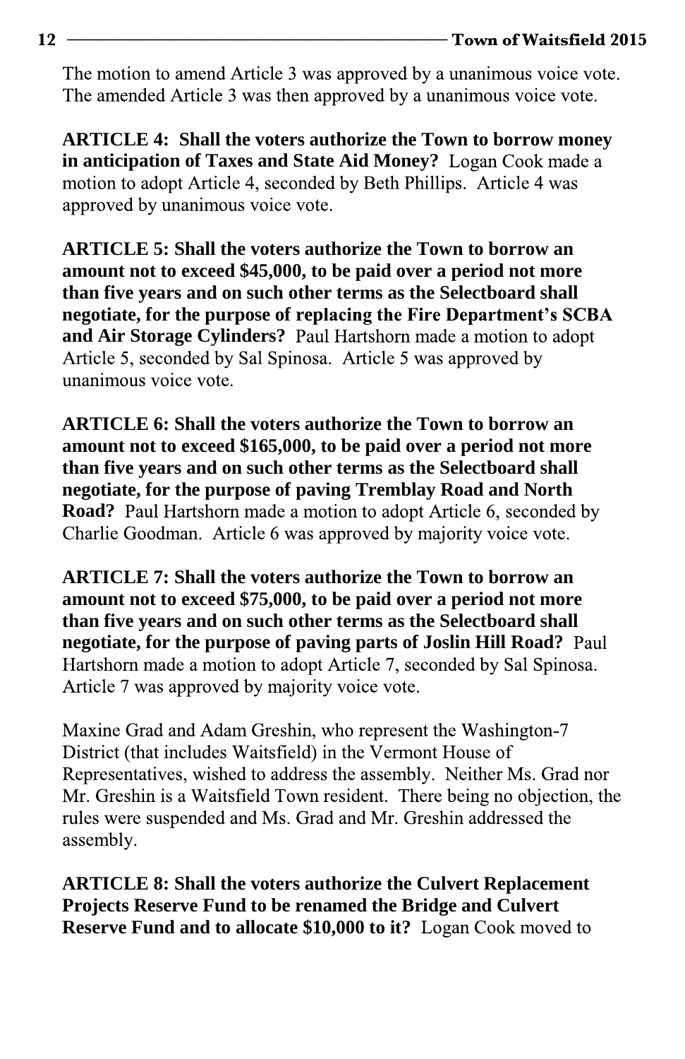The motion to amend Article 3 was approved by a unanimous voice vote. The amended Article 3 was then approved by a unanimous voice vote.

**ARTICLE 4: Shall the voters authorize the Town to borrow money in anticipation of Taxes and State Aid Money?** Logan Cook made a motion to adopt Article 4, seconded by Beth Phillips. Article 4 was approved by unanimous voice vote.

**ARTICLE 5: Shall the voters authorize the Town to borrow an amount not to exceed $45,000, to be paid over a period not more than five years and on such other terms as the Selectboard shall negotiate, for the purpose of replacing the Fire Department's SCBA and Air Storage Cylinders?** Paul Hartshorn made a motion to adopt Article 5, seconded by Sal Spinosa. Article 5 was approved by unanimous voice vote.

**ARTICLE 6: Shall the voters authorize the Town to borrow an amount not to exceed $165,000, to be paid over a period not more than five years and on such other terms as the Selectboard shall negotiate, for the purpose of paving Tremblay Road and North Road?** Paul Hartshorn made a motion to adopt Article 6, seconded by Charlie Goodman. Article 6 was approved by majority voice vote.

**ARTICLE 7: Shall the voters authorize the Town to borrow an amount not to exceed $75,000, to be paid over a period not more than five years and on such other terms as the Selectboard shall negotiate, for the purpose of paving parts of Joslin Hill Road?** Paul Hartshorn made a motion to adopt Article 7, seconded by Sal Spinosa. Article 7 was approved by majority voice vote.

Maxine Grad and Adam Greshin, who represent the Washington-7 District (that includes Waitsfield) in the Vermont House of Representatives, wished to address the assembly. Neither Ms. Grad nor Mr. Greshin is a Waitsfield Town resident. There being no objection, the rules were suspended and Ms. Grad and Mr. Greshin addressed the assembly.

**ARTICLE 8: Shall the voters authorize the Culvert Replacement Projects Reserve Fund to be renamed the Bridge and Culvert Reserve Fund and to allocate $10,000 to it?** Logan Cook moved to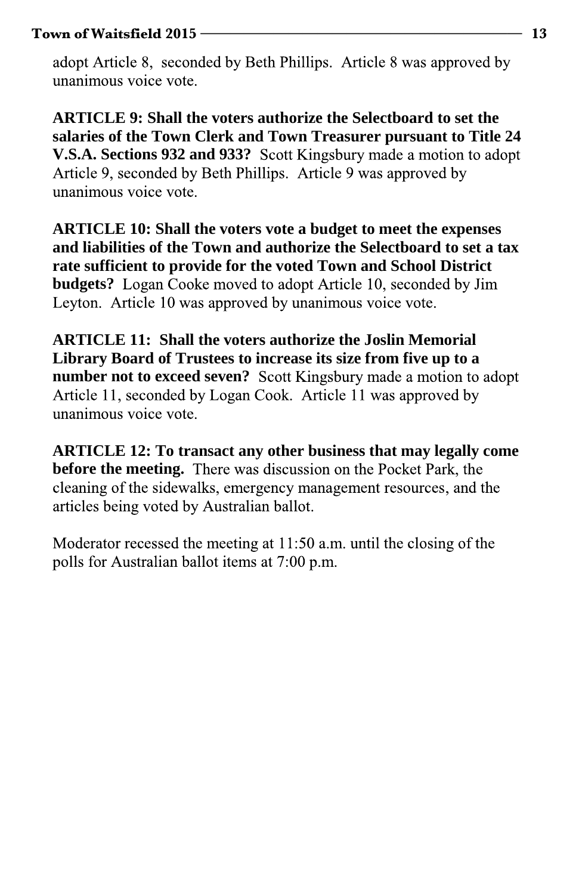adopt Article 8,  seconded by Beth Phillips.  Article 8 was approved by unanimous voice vote.

**ARTICLE 9: Shall the voters authorize the Selectboard to set the salaries of the Town Clerk and Town Treasurer pursuant to Title 24 V.S.A. Sections 932 and 933?** Scott Kingsbury made a motion to adopt Article 9, seconded by Beth Phillips.  Article 9 was approved by unanimous voice vote.

**ARTICLE 10: Shall the voters vote a budget to meet the expenses and liabilities of the Town and authorize the Selectboard to set a tax rate sufficient to provide for the voted Town and School District budgets?** Logan Cooke moved to adopt Article 10, seconded by Jim Leyton.  Article 10 was approved by unanimous voice vote.

**ARTICLE 11:  Shall the voters authorize the Joslin Memorial Library Board of Trustees to increase its size from five up to a number not to exceed seven?** Scott Kingsbury made a motion to adopt Article 11, seconded by Logan Cook.  Article 11 was approved by unanimous voice vote.

**ARTICLE 12: To transact any other business that may legally come before the meeting.** There was discussion on the Pocket Park, the cleaning of the sidewalks, emergency management resources, and the articles being voted by Australian ballot.

Moderator recessed the meeting at 11:50 a.m. until the closing of the polls for Australian ballot items at 7:00 p.m.